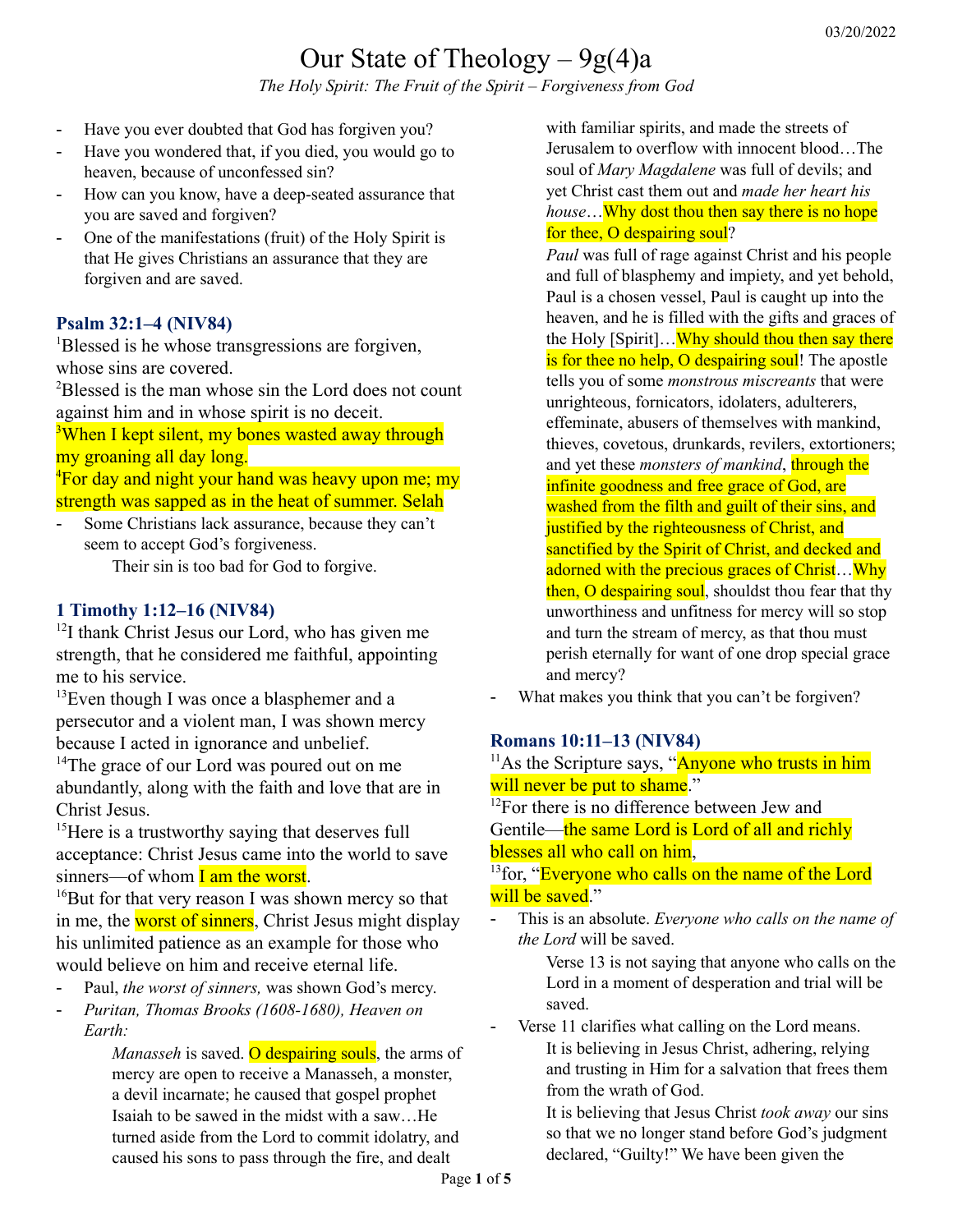# Our State of Theology – 9g(4)a

*The Holy Spirit: The Fruit of the Spirit – Forgiveness from God*

- Have you ever doubted that God has forgiven you?
- Have you wondered that, if you died, you would go to heaven, because of unconfessed sin?
- How can you know, have a deep-seated assurance that you are saved and forgiven?
- One of the manifestations (fruit) of the Holy Spirit is that He gives Christians an assurance that they are forgiven and are saved.

### Psalm 32:1–4 (NIV84)

[1]Blessed is he whose transgressions are forgiven, whose sins are covered.

[2]Blessed is the man whose sin the Lord does not count against him and in whose spirit is no deceit.

[3]When I kept silent, my bones wasted away through my groaning all day long.

[4]For day and night your hand was heavy upon me; my strength was sapped as in the heat of summer. Selah

- Some Christians lack assurance, because they can't seem to accept God's forgiveness.
  - Their sin is too bad for God to forgive.

### 1 Timothy 1:12–16 (NIV84)

[12]I thank Christ Jesus our Lord, who has given me strength, that he considered me faithful, appointing me to his service.

[13]Even though I was once a blasphemer and a persecutor and a violent man, I was shown mercy because I acted in ignorance and unbelief.

[14]The grace of our Lord was poured out on me abundantly, along with the faith and love that are in Christ Jesus.

[15]Here is a trustworthy saying that deserves full acceptance: Christ Jesus came into the world to save sinners—of whom I am the worst.

[16]But for that very reason I was shown mercy so that in me, the worst of sinners, Christ Jesus might display his unlimited patience as an example for those who would believe on him and receive eternal life.

- Paul, *the worst of sinners,* was shown God's mercy.
- *Puritan, Thomas Brooks (1608-1680), Heaven on Earth:*

  > *Manasseh* is saved. O despairing souls, the arms of mercy are open to receive a Manasseh, a monster, a devil incarnate; he caused that gospel prophet Isaiah to be sawed in the midst with a saw…He turned aside from the Lord to commit idolatry, and caused his sons to pass through the fire, and dealt with familiar spirits, and made the streets of Jerusalem to overflow with innocent blood…The soul of *Mary Magdalene* was full of devils; and yet Christ cast them out and *made her heart his house*…Why dost thou then say there is no hope for thee, O despairing soul?
  >
  > *Paul* was full of rage against Christ and his people and full of blasphemy and impiety, and yet behold, Paul is a chosen vessel, Paul is caught up into the heaven, and he is filled with the gifts and graces of the Holy [Spirit]…Why should thou then say there is for thee no help, O despairing soul! The apostle tells you of some *monstrous miscreants* that were unrighteous, fornicators, idolaters, adulterers, effeminate, abusers of themselves with mankind, thieves, covetous, drunkards, revilers, extortioners; and yet these *monsters of mankind*, through the infinite goodness and free grace of God, are washed from the filth and guilt of their sins, and justified by the righteousness of Christ, and sanctified by the Spirit of Christ, and decked and adorned with the precious graces of Christ…Why then, O despairing soul, shouldst thou fear that thy unworthiness and unfitness for mercy will so stop and turn the stream of mercy, as that thou must perish eternally for want of one drop special grace and mercy?

- What makes you think that you can't be forgiven?

### Romans 10:11–13 (NIV84)

[11]As the Scripture says, "Anyone who trusts in him will never be put to shame."

[12]For there is no difference between Jew and Gentile—the same Lord is Lord of all and richly blesses all who call on him,

[13]for, "Everyone who calls on the name of the Lord will be saved."

- This is an absolute. *Everyone who calls on the name of the Lord* will be saved.
  - Verse 13 is not saying that anyone who calls on the Lord in a moment of desperation and trial will be saved.
- Verse 11 clarifies what calling on the Lord means.
  - It is believing in Jesus Christ, adhering, relying and trusting in Him for a salvation that frees them from the wrath of God.
  - It is believing that Jesus Christ *took away* our sins so that we no longer stand before God's judgment declared, "Guilty!" We have been given the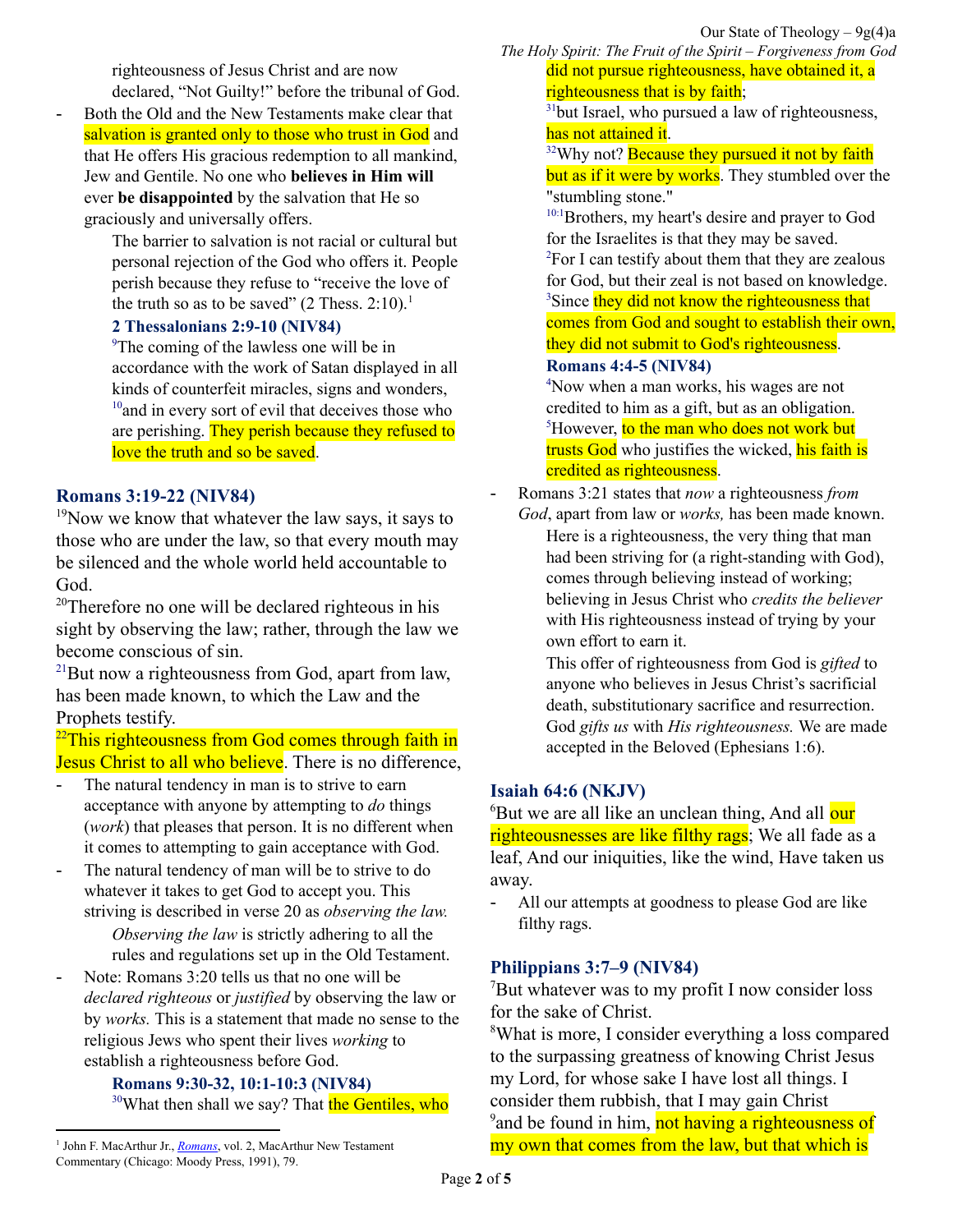righteousness of Jesus Christ and are now declared, "Not Guilty!" before the tribunal of God.

- Both the Old and the New Testaments make clear that salvation is granted only to those who trust in God and that He offers His gracious redemption to all mankind, Jew and Gentile. No one who **believes in Him will** ever **be disappointed** by the salvation that He so graciously and universally offers.

  The barrier to salvation is not racial or cultural but personal rejection of the God who offers it. People perish because they refuse to "receive the love of the truth so as to be saved" (2 Thess. 2:10).[1]

  **2 Thessalonians 2:9-10 (NIV84)**

  [9]The coming of the lawless one will be in accordance with the work of Satan displayed in all kinds of counterfeit miracles, signs and wonders, [10]and in every sort of evil that deceives those who are perishing. They perish because they refused to love the truth and so be saved.

### Romans 3:19-22 (NIV84)

[19]Now we know that whatever the law says, it says to those who are under the law, so that every mouth may be silenced and the whole world held accountable to God.

[20]Therefore no one will be declared righteous in his sight by observing the law; rather, through the law we become conscious of sin.

[21]But now a righteousness from God, apart from law, has been made known, to which the Law and the Prophets testify.

[22]This righteousness from God comes through faith in Jesus Christ to all who believe. There is no difference,

- The natural tendency in man is to strive to earn acceptance with anyone by attempting to *do* things (*work*) that pleases that person. It is no different when it comes to attempting to gain acceptance with God.
- The natural tendency of man will be to strive to do whatever it takes to get God to accept you. This striving is described in verse 20 as *observing the law.*

  *Observing the law* is strictly adhering to all the rules and regulations set up in the Old Testament.

- Note: Romans 3:20 tells us that no one will be *declared righteous* or *justified* by observing the law or by *works.* This is a statement that made no sense to the religious Jews who spent their lives *working* to establish a righteousness before God.

  **Romans 9:30-32, 10:1-10:3 (NIV84)**

  [30]What then shall we say? That the Gentiles, who did not pursue righteousness, have obtained it, a righteousness that is by faith;

  [31]but Israel, who pursued a law of righteousness, has not attained it.

  [32]Why not? Because they pursued it not by faith but as if it were by works. They stumbled over the "stumbling stone."

  [10:1]Brothers, my heart's desire and prayer to God for the Israelites is that they may be saved.

  [2]For I can testify about them that they are zealous for God, but their zeal is not based on knowledge.

  [3]Since they did not know the righteousness that comes from God and sought to establish their own, they did not submit to God's righteousness.

  **Romans 4:4-5 (NIV84)**

  [4]Now when a man works, his wages are not credited to him as a gift, but as an obligation.

  [5]However, to the man who does not work but trusts God who justifies the wicked, his faith is credited as righteousness.

- Romans 3:21 states that *now* a righteousness *from God*, apart from law or *works,* has been made known.

  Here is a righteousness, the very thing that man had been striving for (a right-standing with God), comes through believing instead of working; believing in Jesus Christ who *credits the believer* with His righteousness instead of trying by your own effort to earn it.

  This offer of righteousness from God is *gifted* to anyone who believes in Jesus Christ's sacrificial death, substitutionary sacrifice and resurrection. God *gifts us* with *His righteousness.* We are made accepted in the Beloved (Ephesians 1:6).

### Isaiah 64:6 (NKJV)

[6]But we are all like an unclean thing, And all our righteousnesses are like filthy rags; We all fade as a leaf, And our iniquities, like the wind, Have taken us away.

- All our attempts at goodness to please God are like filthy rags.

### Philippians 3:7–9 (NIV84)

[7]But whatever was to my profit I now consider loss for the sake of Christ.

[8]What is more, I consider everything a loss compared to the surpassing greatness of knowing Christ Jesus my Lord, for whose sake I have lost all things. I consider them rubbish, that I may gain Christ

[9]and be found in him, not having a righteousness of my own that comes from the law, but that which is

---

[1] John F. MacArthur Jr., *Romans*, vol. 2, MacArthur New Testament Commentary (Chicago: Moody Press, 1991), 79.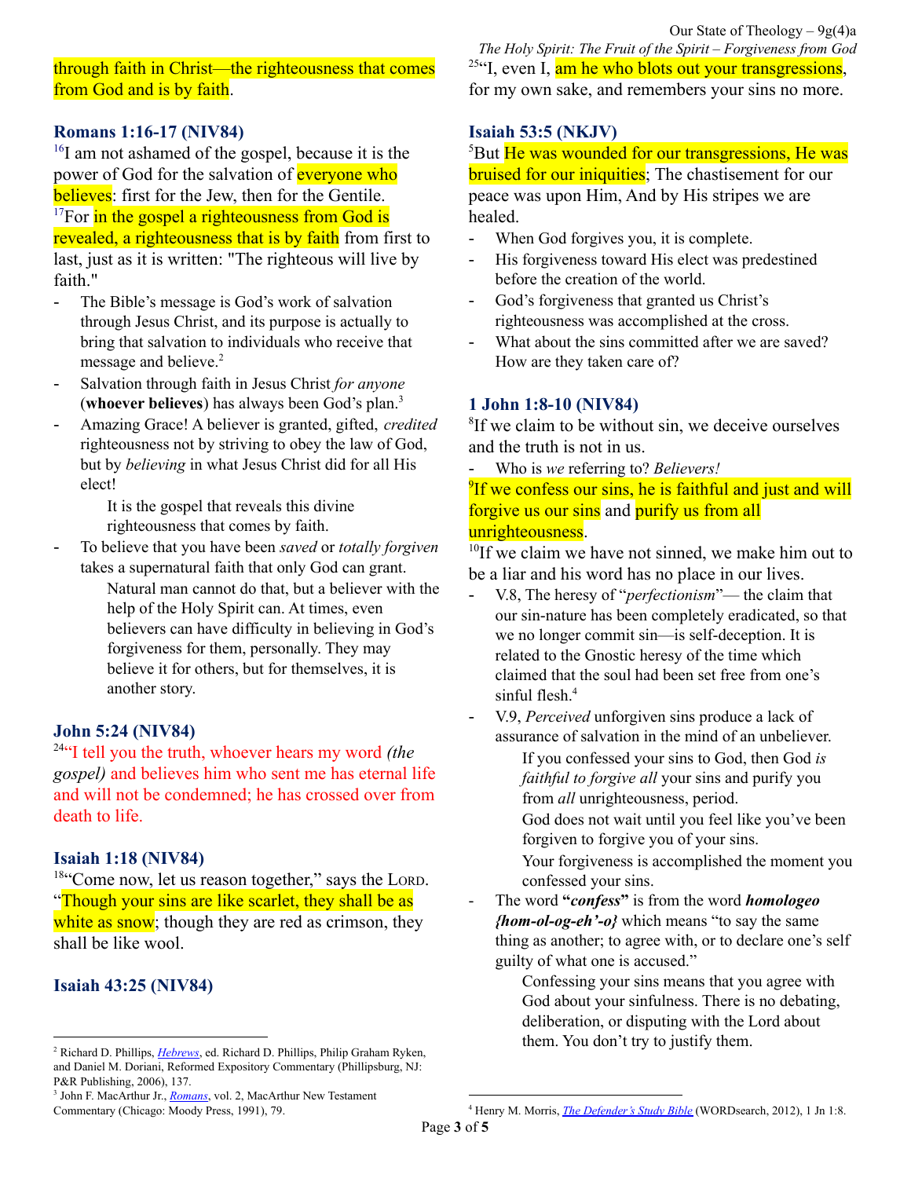through faith in Christ—the righteousness that comes from God and is by faith.

### Romans 1:16-17 (NIV84)

[16]I am not ashamed of the gospel, because it is the power of God for the salvation of everyone who believes: first for the Jew, then for the Gentile. [17]For in the gospel a righteousness from God is revealed, a righteousness that is by faith from first to last, just as it is written: "The righteous will live by faith."

- The Bible's message is God's work of salvation through Jesus Christ, and its purpose is actually to bring that salvation to individuals who receive that message and believe.[2]
- Salvation through faith in Jesus Christ *for anyone* (**whoever believes**) has always been God's plan.[3]
- Amazing Grace! A believer is granted, gifted, *credited* righteousness not by striving to obey the law of God, but by *believing* in what Jesus Christ did for all His elect!

  It is the gospel that reveals this divine righteousness that comes by faith.
- To believe that you have been *saved* or *totally forgiven* takes a supernatural faith that only God can grant.

  Natural man cannot do that, but a believer with the help of the Holy Spirit can. At times, even believers can have difficulty in believing in God's forgiveness for them, personally. They may believe it for others, but for themselves, it is another story.

### John 5:24 (NIV84)

[24]"I tell you the truth, whoever hears my word *(the gospel)* and believes him who sent me has eternal life and will not be condemned; he has crossed over from death to life.

### Isaiah 1:18 (NIV84)

[18]"Come now, let us reason together," says the LORD. "Though your sins are like scarlet, they shall be as white as snow; though they are red as crimson, they shall be like wool.

### Isaiah 43:25 (NIV84)

[25]"I, even I, am he who blots out your transgressions, for my own sake, and remembers your sins no more.

### Isaiah 53:5 (NKJV)

[5]But He was wounded for our transgressions, He was bruised for our iniquities; The chastisement for our peace was upon Him, And by His stripes we are healed.

- When God forgives you, it is complete.
- His forgiveness toward His elect was predestined before the creation of the world.
- God's forgiveness that granted us Christ's righteousness was accomplished at the cross.
- What about the sins committed after we are saved? How are they taken care of?

### 1 John 1:8-10 (NIV84)

[8]If we claim to be without sin, we deceive ourselves and the truth is not in us.

- Who is *we* referring to? *Believers!*

[9]If we confess our sins, he is faithful and just and will forgive us our sins and purify us from all unrighteousness.

[10]If we claim we have not sinned, we make him out to be a liar and his word has no place in our lives.

- V.8, The heresy of "*perfectionism*"— the claim that our sin-nature has been completely eradicated, so that we no longer commit sin—is self-deception. It is related to the Gnostic heresy of the time which claimed that the soul had been set free from one's sinful flesh.[4]
- V.9, *Perceived* unforgiven sins produce a lack of assurance of salvation in the mind of an unbeliever.

  If you confessed your sins to God, then God *is faithful to forgive all* your sins and purify you from *all* unrighteousness, period.

  God does not wait until you feel like you've been forgiven to forgive you of your sins.

  Your forgiveness is accomplished the moment you confessed your sins.
- The word **"*confess*"** is from the word ***homologeo {hom-ol-og-eh'-o}*** which means "to say the same thing as another; to agree with, or to declare one's self guilty of what one is accused."

  Confessing your sins means that you agree with God about your sinfulness. There is no debating, deliberation, or disputing with the Lord about them. You don't try to justify them.

---

[2] Richard D. Phillips, *Hebrews*, ed. Richard D. Phillips, Philip Graham Ryken, and Daniel M. Doriani, Reformed Expository Commentary (Phillipsburg, NJ: P&R Publishing, 2006), 137.

[3] John F. MacArthur Jr., *Romans*, vol. 2, MacArthur New Testament Commentary (Chicago: Moody Press, 1991), 79.

[4] Henry M. Morris, *The Defender's Study Bible* (WORDsearch, 2012), 1 Jn 1:8.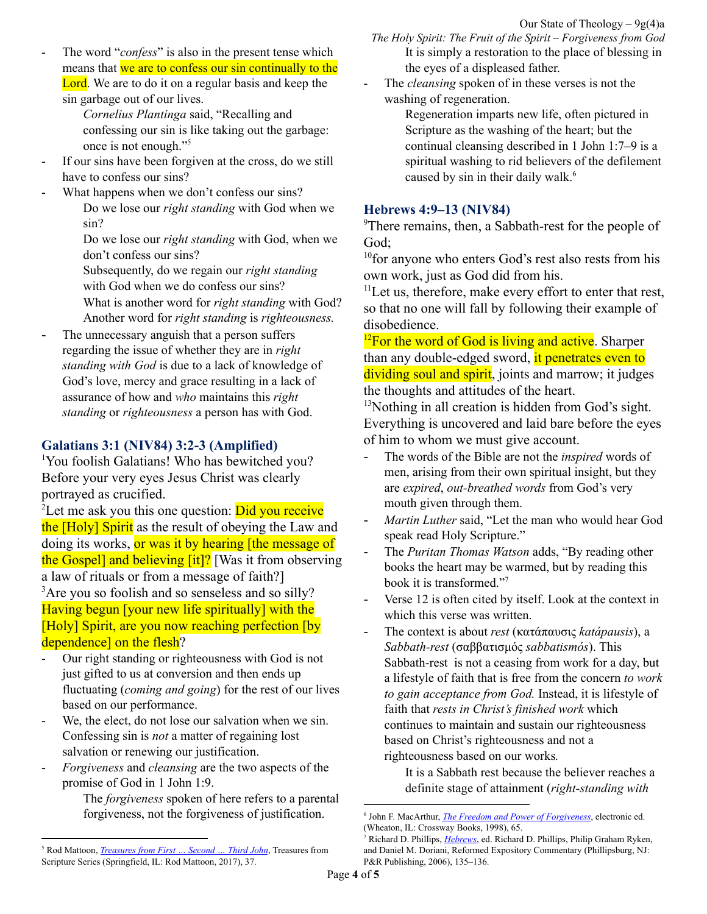- The word "*confess*" is also in the present tense which means that we are to confess our sin continually to the Lord. We are to do it on a regular basis and keep the sin garbage out of our lives.

  *Cornelius Plantinga* said, "Recalling and confessing our sin is like taking out the garbage: once is not enough."[5]

- If our sins have been forgiven at the cross, do we still have to confess our sins?
- What happens when we don't confess our sins?

  Do we lose our *right standing* with God when we sin?

  Do we lose our *right standing* with God, when we don't confess our sins?

  Subsequently, do we regain our *right standing* with God when we do confess our sins?

  What is another word for *right standing* with God?

  Another word for *right standing* is *righteousness.*

- The unnecessary anguish that a person suffers regarding the issue of whether they are in *right standing with God* is due to a lack of knowledge of God's love, mercy and grace resulting in a lack of assurance of how and *who* maintains this *right standing* or *righteousness* a person has with God.

## Galatians 3:1 (NIV84) 3:2-3 (Amplified)

[1]You foolish Galatians! Who has bewitched you? Before your very eyes Jesus Christ was clearly portrayed as crucified.

[2]Let me ask you this one question: Did you receive the [Holy] Spirit as the result of obeying the Law and doing its works, or was it by hearing [the message of the Gospel] and believing [it]? [Was it from observing a law of rituals or from a message of faith?]

[3]Are you so foolish and so senseless and so silly? Having begun [your new life spiritually] with the [Holy] Spirit, are you now reaching perfection [by dependence] on the flesh?

- Our right standing or righteousness with God is not just gifted to us at conversion and then ends up fluctuating (*coming and going*) for the rest of our lives based on our performance.
- We, the elect, do not lose our salvation when we sin. Confessing sin is *not* a matter of regaining lost salvation or renewing our justification.
- *Forgiveness* and *cleansing* are the two aspects of the promise of God in 1 John 1:9.

  The *forgiveness* spoken of here refers to a parental forgiveness, not the forgiveness of justification. It is simply a restoration to the place of blessing in the eyes of a displeased father.

- The *cleansing* spoken of in these verses is not the washing of regeneration.

  Regeneration imparts new life, often pictured in Scripture as the washing of the heart; but the continual cleansing described in 1 John 1:7–9 is a spiritual washing to rid believers of the defilement caused by sin in their daily walk.[6]

## Hebrews 4:9–13 (NIV84)

[9]There remains, then, a Sabbath-rest for the people of God;

[10]for anyone who enters God's rest also rests from his own work, just as God did from his.

[11]Let us, therefore, make every effort to enter that rest, so that no one will fall by following their example of disobedience.

[12]For the word of God is living and active. Sharper than any double-edged sword, it penetrates even to dividing soul and spirit, joints and marrow; it judges the thoughts and attitudes of the heart.

[13]Nothing in all creation is hidden from God's sight. Everything is uncovered and laid bare before the eyes of him to whom we must give account.

- The words of the Bible are not the *inspired* words of men, arising from their own spiritual insight, but they are *expired*, *out-breathed words* from God's very mouth given through them.
- *Martin Luther* said, "Let the man who would hear God speak read Holy Scripture."
- The *Puritan Thomas Watson* adds, "By reading other books the heart may be warmed, but by reading this book it is transformed."[7]
- Verse 12 is often cited by itself. Look at the context in which this verse was written.
- The context is about *rest* (κατάπαυσις *katápausis*), a *Sabbath-rest* (σαββατισμός *sabbatismós*). This Sabbath-rest is not a ceasing from work for a day, but a lifestyle of faith that is free from the concern *to work to gain acceptance from God.* Instead, it is lifestyle of faith that *rests in Christ's finished work* which continues to maintain and sustain our righteousness based on Christ's righteousness and not a righteousness based on our works*.*

  It is a Sabbath rest because the believer reaches a definite stage of attainment (*right-standing with*

---

[5] Rod Mattoon, *Treasures from First … Second … Third John*, Treasures from Scripture Series (Springfield, IL: Rod Mattoon, 2017), 37.

[6] John F. MacArthur, *The Freedom and Power of Forgiveness*, electronic ed. (Wheaton, IL: Crossway Books, 1998), 65.

[7] Richard D. Phillips, *Hebrews*, ed. Richard D. Phillips, Philip Graham Ryken, and Daniel M. Doriani, Reformed Expository Commentary (Phillipsburg, NJ: P&R Publishing, 2006), 135–136.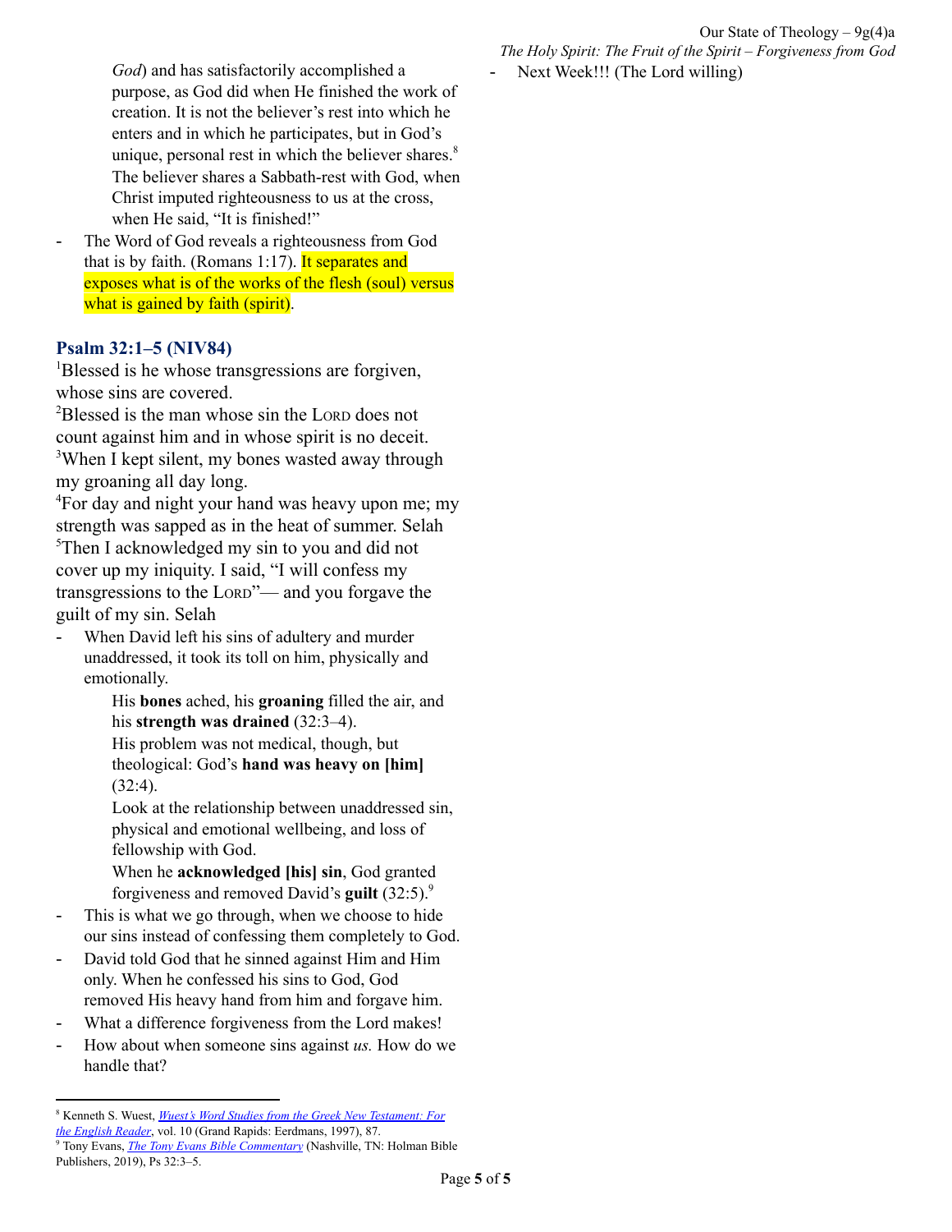*God*) and has satisfactorily accomplished a purpose, as God did when He finished the work of creation. It is not the believer's rest into which he enters and in which he participates, but in God's unique, personal rest in which the believer shares.[8] The believer shares a Sabbath-rest with God, when Christ imputed righteousness to us at the cross, when He said, "It is finished!"

- The Word of God reveals a righteousness from God that is by faith. (Romans 1:17). It separates and exposes what is of the works of the flesh (soul) versus what is gained by faith (spirit).

### Psalm 32:1–5 (NIV84)

[1]Blessed is he whose transgressions are forgiven, whose sins are covered.
[2]Blessed is the man whose sin the LORD does not count against him and in whose spirit is no deceit.
[3]When I kept silent, my bones wasted away through my groaning all day long.
[4]For day and night your hand was heavy upon me; my strength was sapped as in the heat of summer. Selah
[5]Then I acknowledged my sin to you and did not cover up my iniquity. I said, "I will confess my transgressions to the LORD"— and you forgave the guilt of my sin. Selah

- When David left his sins of adultery and murder unaddressed, it took its toll on him, physically and emotionally.

  His **bones** ached, his **groaning** filled the air, and his **strength was drained** (32:3–4).
  His problem was not medical, though, but theological: God's **hand was heavy on [him]** (32:4).
  Look at the relationship between unaddressed sin, physical and emotional wellbeing, and loss of fellowship with God.
  When he **acknowledged [his] sin**, God granted forgiveness and removed David's **guilt** (32:5).[9]

- This is what we go through, when we choose to hide our sins instead of confessing them completely to God.
- David told God that he sinned against Him and Him only. When he confessed his sins to God, God removed His heavy hand from him and forgave him.
- What a difference forgiveness from the Lord makes!
- How about when someone sins against *us.* How do we handle that?
- Next Week!!! (The Lord willing)

---

[8] Kenneth S. Wuest, *Wuest's Word Studies from the Greek New Testament: For the English Reader*, vol. 10 (Grand Rapids: Eerdmans, 1997), 87.
[9] Tony Evans, *The Tony Evans Bible Commentary* (Nashville, TN: Holman Bible Publishers, 2019), Ps 32:3–5.